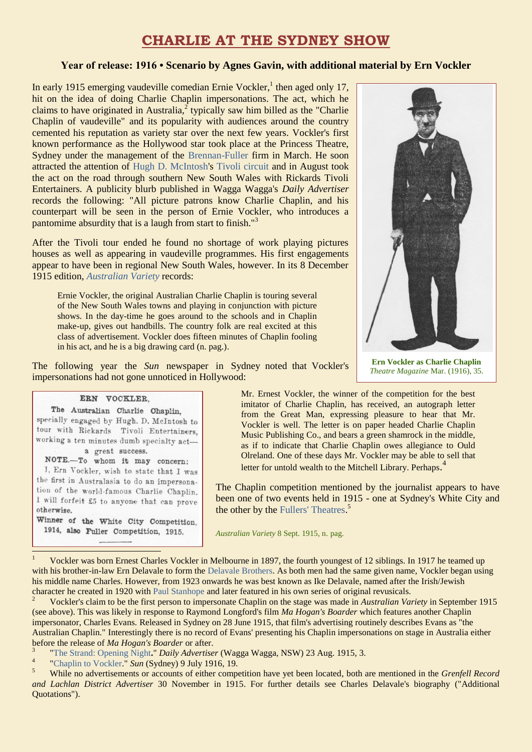# CHARLIE AT THE SYDNEY SHOW

**Year of release: 1916 • Scenario by Agnes Gavin, with additional material by Ern Vockler**

In early 1915 emerging vaudeville comedian Ernie Vockler,[1] then aged only 17, hit on the idea of doing Charlie Chaplin impersonations. The act, which he claims to have originated in Australia,[2] typically saw him billed as the "Charlie Chaplin of vaudeville" and its popularity with audiences around the country cemented his reputation as variety star over the next few years. Vockler's first known performance as the Hollywood star took place at the Princess Theatre, Sydney under the management of the Brennan-Fuller firm in March. He soon attracted the attention of Hugh D. McIntosh's Tivoli circuit and in August took the act on the road through southern New South Wales with Rickards Tivoli Entertainers. A publicity blurb published in Wagga Wagga's *Daily Advertiser* records the following: "All picture patrons know Charlie Chaplin, and his counterpart will be seen in the person of Ernie Vockler, who introduces a pantomime absurdity that is a laugh from start to finish."[3]

**Ern Vockler as Charlie Chaplin**
*Theatre Magazine* Mar. (1916), 35.

After the Tivoli tour ended he found no shortage of work playing pictures houses as well as appearing in vaudeville programmes. His first engagements appear to have been in regional New South Wales, however. In its 8 December 1915 edition, *Australian Variety* records:

> Ernie Vockler, the original Australian Charlie Chaplin is touring several of the New South Wales towns and playing in conjunction with picture shows. In the day-time he goes around to the schools and in Chaplin make-up, gives out handbills. The country folk are real excited at this class of advertisement. Vockler does fifteen minutes of Chaplin fooling in his act, and he is a big drawing card (n. pag.).

The following year the *Sun* newspaper in Sydney noted that Vockler's impersonations had not gone unnoticed in Hollywood:

> Mr. Ernest Vockler, the winner of the competition for the best imitator of Charlie Chaplin, has received, an autograph letter from the Great Man, expressing pleasure to hear that Mr. Vockler is well. The letter is on paper headed Charlie Chaplin Music Publishing Co., and bears a green shamrock in the middle, as if to indicate that Charlie Chaplin owes allegiance to Ould Olreland. One of these days Mr. Vockler may be able to sell that letter for untold wealth to the Mitchell Library. Perhaps.[4]

The Chaplin competition mentioned by the journalist appears to have been one of two events held in 1915 - one at Sydney's White City and the other by the Fullers' Theatres.[5]

> **ERN VOCKLER,**
> The Australian Charlie Chaplin,
> specially engaged by Hugh. D. McIntosh to tour with Rickards Tivoli Entertainers, working a ten minutes dumb specialty act—a great success.
> NOTE.—To whom it may concern:
> I, Ern Vockler, wish to state that I was the first in Australasia to do an impersonation of the world-famous Charlie Chaplin. I will forfeit £5 to anyone that can prove otherwise.
> Winner of the White City Competition, 1914, also Fuller Competition, 1915.

*Australian Variety* 8 Sept. 1915, n. pag.

---

[1] Vockler was born Ernest Charles Vockler in Melbourne in 1897, the fourth youngest of 12 siblings. In 1917 he teamed up with his brother-in-law Ern Delavale to form the Delavale Brothers. As both men had the same given name, Vockler began using his middle name Charles. However, from 1923 onwards he was best known as Ike Delavale, named after the Irish/Jewish character he created in 1920 with Paul Stanhope and later featured in his own series of original revusicals.

[2] Vockler's claim to be the first person to impersonate Chaplin on the stage was made in *Australian Variety* in September 1915 (see above). This was likely in response to Raymond Longford's film *Ma Hogan's Boarder* which features another Chaplin impersonator, Charles Evans. Released in Sydney on 28 June 1915, that film's advertising routinely describes Evans as "the Australian Chaplin." Interestingly there is no record of Evans' presenting his Chaplin impersonations on stage in Australia either before the release of *Ma Hogan's Boarder* or after.

[3] "The Strand: Opening Night." *Daily Advertiser* (Wagga Wagga, NSW) 23 Aug. 1915, 3.

[4] "Chaplin to Vockler." *Sun* (Sydney) 9 July 1916, 19.

[5] While no advertisements or accounts of either competition have yet been located, both are mentioned in the *Grenfell Record and Lachlan District Advertiser* 30 November in 1915. For further details see Charles Delavale's biography ("Additional Quotations").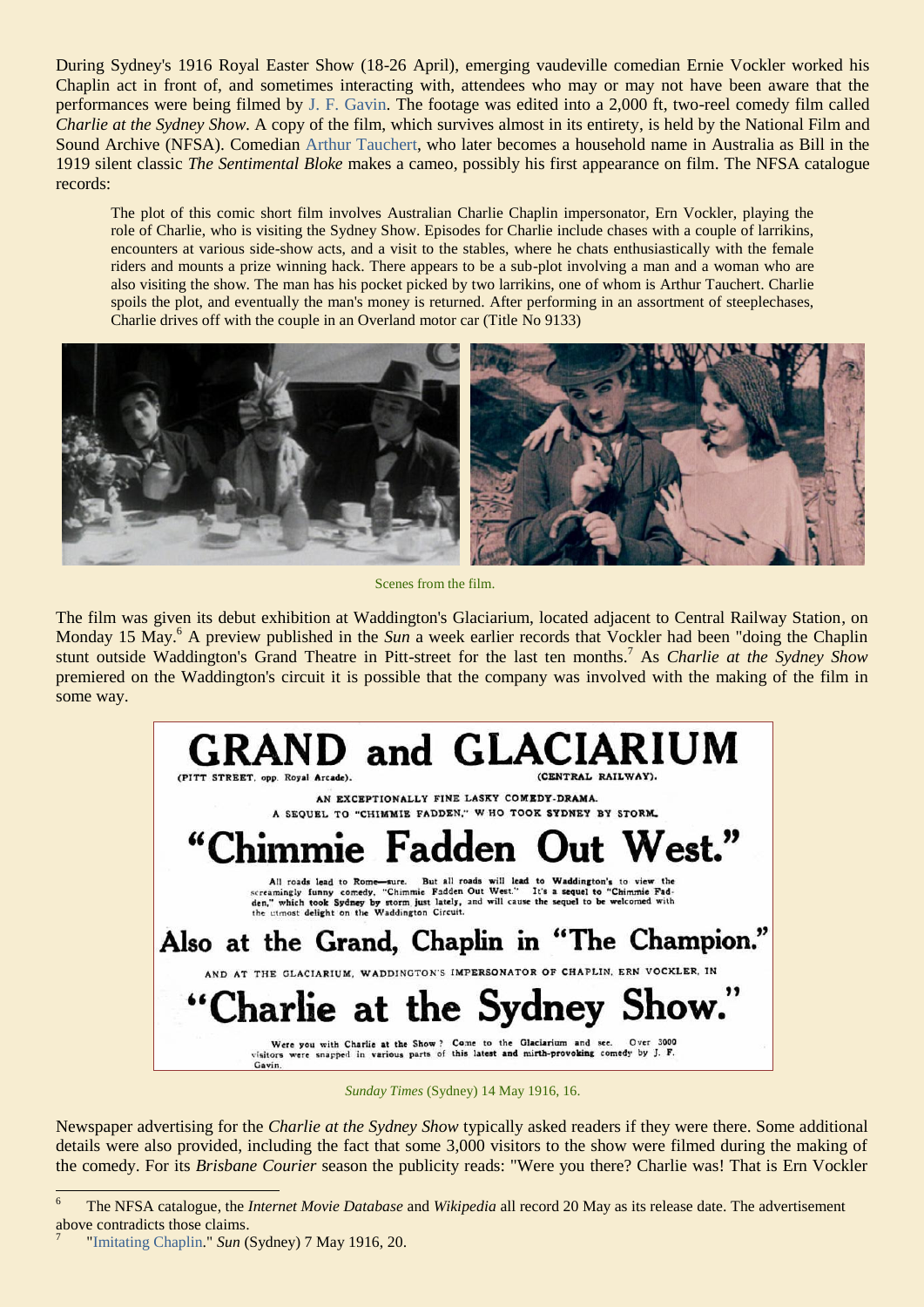During Sydney's 1916 Royal Easter Show (18-26 April), emerging vaudeville comedian Ernie Vockler worked his Chaplin act in front of, and sometimes interacting with, attendees who may or may not have been aware that the performances were being filmed by J. F. Gavin. The footage was edited into a 2,000 ft, two-reel comedy film called *Charlie at the Sydney Show*. A copy of the film, which survives almost in its entirety, is held by the National Film and Sound Archive (NFSA). Comedian Arthur Tauchert, who later becomes a household name in Australia as Bill in the 1919 silent classic *The Sentimental Bloke* makes a cameo, possibly his first appearance on film. The NFSA catalogue records:

> The plot of this comic short film involves Australian Charlie Chaplin impersonator, Ern Vockler, playing the role of Charlie, who is visiting the Sydney Show. Episodes for Charlie include chases with a couple of larrikins, encounters at various side-show acts, and a visit to the stables, where he chats enthusiastically with the female riders and mounts a prize winning hack. There appears to be a sub-plot involving a man and a woman who are also visiting the show. The man has his pocket picked by two larrikins, one of whom is Arthur Tauchert. Charlie spoils the plot, and eventually the man's money is returned. After performing in an assortment of steeplechases, Charlie drives off with the couple in an Overland motor car (Title No 9133)

Scenes from the film.

The film was given its debut exhibition at Waddington's Glaciarium, located adjacent to Central Railway Station, on Monday 15 May.[6] A preview published in the *Sun* a week earlier records that Vockler had been "doing the Chaplin stunt outside Waddington's Grand Theatre in Pitt-street for the last ten months.[7] As *Charlie at the Sydney Show* premiered on the Waddington's circuit it is possible that the company was involved with the making of the film in some way.

**GRAND and GLACIARIUM**
(PITT STREET, opp. Royal Arcade). (CENTRAL RAILWAY).

AN EXCEPTIONALLY FINE LASKY COMEDY-DRAMA.
A SEQUEL TO "CHIMMIE FADDEN," WHO TOOK SYDNEY BY STORM.

**"Chimmie Fadden Out West."**

All roads lead to Rome—sure. But all roads will lead to Waddington's to view the screamingly funny comedy, "Chimmie Fadden Out West." It's a sequel to "Chimmie Fadden," which took Sydney by storm just lately, and will cause the sequel to be welcomed with the utmost delight on the Waddington Circuit.

**Also at the Grand, Chaplin in "The Champion."**

AND AT THE GLACIARIUM, WADDINGTON'S IMPERSONATOR OF CHAPLIN, ERN VOCKLER, IN

**"Charlie at the Sydney Show."**

Were you with Charlie at the Show? Come to the Glaciarium and see. Over 3000 visitors were snapped in various parts of this latest and mirth-provoking comedy by J. F. Gavin.

*Sunday Times* (Sydney) 14 May 1916, 16.

Newspaper advertising for the *Charlie at the Sydney Show* typically asked readers if they were there. Some additional details were also provided, including the fact that some 3,000 visitors to the show were filmed during the making of the comedy. For its *Brisbane Courier* season the publicity reads: "Were you there? Charlie was! That is Ern Vockler

---

[6] The NFSA catalogue, the *Internet Movie Database* and *Wikipedia* all record 20 May as its release date. The advertisement above contradicts those claims.

[7] "Imitating Chaplin." *Sun* (Sydney) 7 May 1916, 20.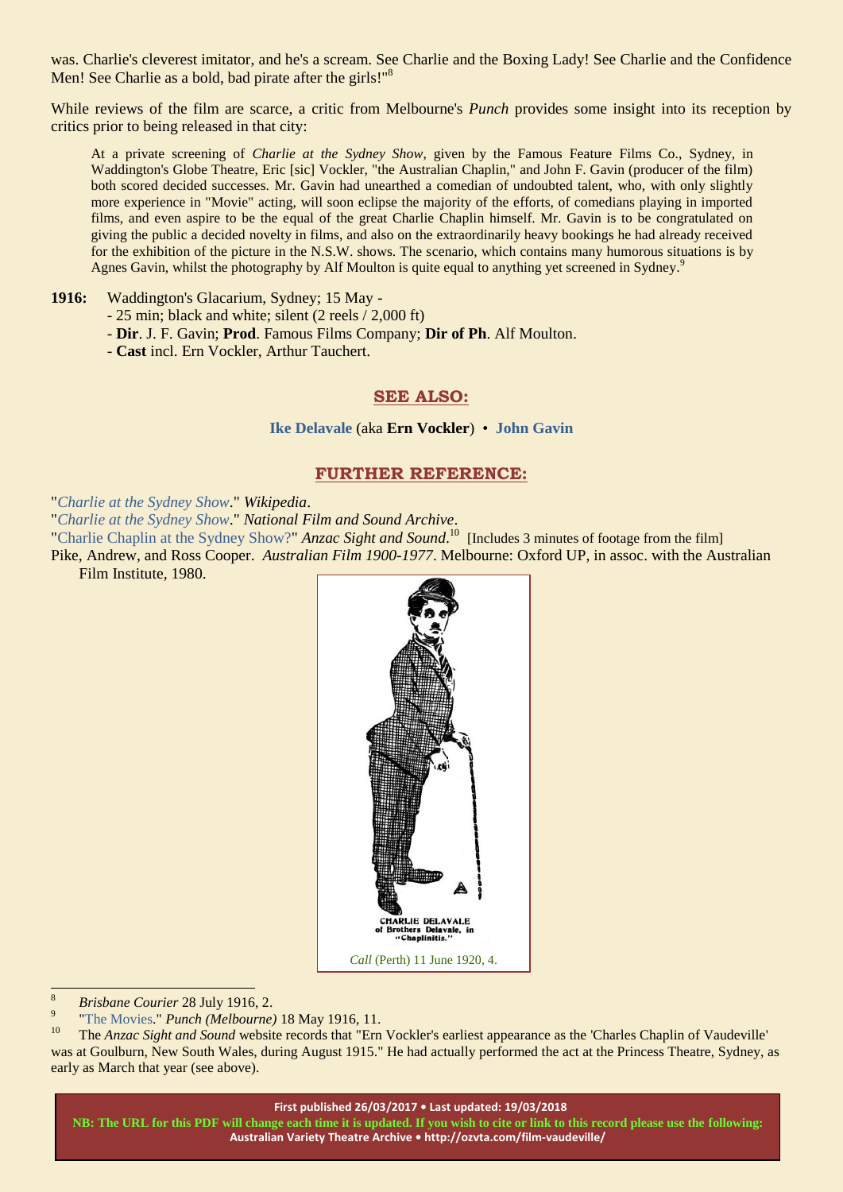was. Charlie's cleverest imitator, and he's a scream. See Charlie and the Boxing Lady! See Charlie and the Confidence Men! See Charlie as a bold, bad pirate after the girls!"[8]

While reviews of the film are scarce, a critic from Melbourne's *Punch* provides some insight into its reception by critics prior to being released in that city:

> At a private screening of *Charlie at the Sydney Show*, given by the Famous Feature Films Co., Sydney, in Waddington's Globe Theatre, Eric [sic] Vockler, "the Australian Chaplin," and John F. Gavin (producer of the film) both scored decided successes. Mr. Gavin had unearthed a comedian of undoubted talent, who, with only slightly more experience in "Movie" acting, will soon eclipse the majority of the efforts, of comedians playing in imported films, and even aspire to be the equal of the great Charlie Chaplin himself. Mr. Gavin is to be congratulated on giving the public a decided novelty in films, and also on the extraordinarily heavy bookings he had already received for the exhibition of the picture in the N.S.W. shows. The scenario, which contains many humorous situations is by Agnes Gavin, whilst the photography by Alf Moulton is quite equal to anything yet screened in Sydney.[9]

**1916:** Waddington's Glacarium, Sydney; 15 May -
- 25 min; black and white; silent (2 reels / 2,000 ft)
- **Dir**. J. F. Gavin; **Prod**. Famous Films Company; **Dir of Ph**. Alf Moulton.
- **Cast** incl. Ern Vockler, Arthur Tauchert.

## SEE ALSO:

Ike Delavale (aka **Ern Vockler**) • John Gavin

## FURTHER REFERENCE:

"*Charlie at the Sydney Show*." *Wikipedia*.
"*Charlie at the Sydney Show*." *National Film and Sound Archive*.
"Charlie Chaplin at the Sydney Show?" *Anzac Sight and Sound*.[10] [Includes 3 minutes of footage from the film]
Pike, Andrew, and Ross Cooper. *Australian Film 1900-1977*. Melbourne: Oxford UP, in assoc. with the Australian Film Institute, 1980.

CHARLIE DELAVALE of Brothers Delavale, in "Chaplinitis."

*Call* (Perth) 11 June 1920, 4.

---

[8] *Brisbane Courier* 28 July 1916, 2.

[9] "The Movies." *Punch (Melbourne)* 18 May 1916, 11.

[10] The *Anzac Sight and Sound* website records that "Ern Vockler's earliest appearance as the 'Charles Chaplin of Vaudeville' was at Goulburn, New South Wales, during August 1915." He had actually performed the act at the Princess Theatre, Sydney, as early as March that year (see above).

First published 26/03/2017 • Last updated: 19/03/2018
NB: The URL for this PDF will change each time it is updated. If you wish to cite or link to this record please use the following: Australian Variety Theatre Archive • http://ozvta.com/film-vaudeville/